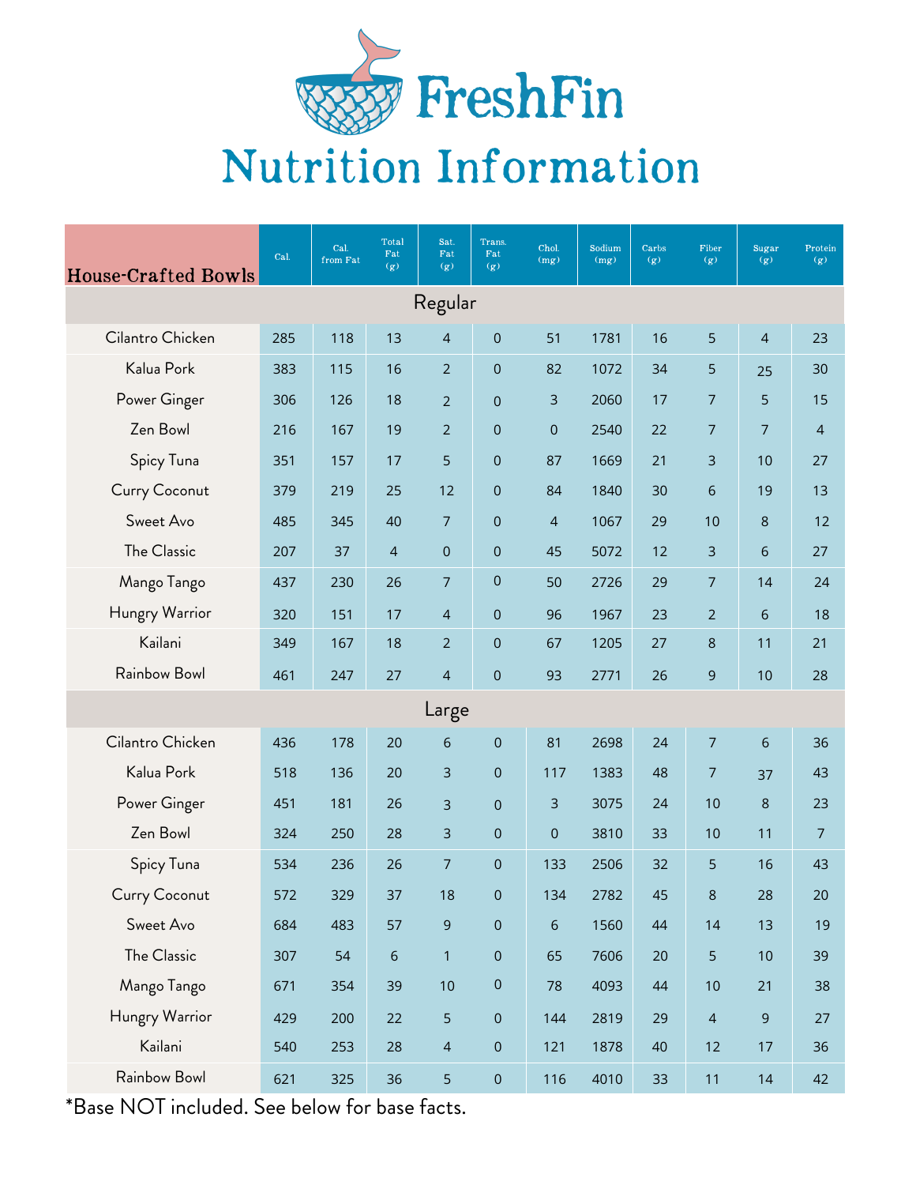# FreshFin

# Nutrition Information

| House-Crafted Bowls | Cal. | Cal. from Fat | Total Fat (g) | Sat. Fat (g) | Trans. Fat (g) | Chol. (mg) | Sodium (mg) | Carbs (g) | Fiber (g) | Sugar (g) | Protein (g) |
|---|---|---|---|---|---|---|---|---|---|---|---|
| **Regular** | | | | | | | | | | | |
| Cilantro Chicken | 285 | 118 | 13 | 4 | 0 | 51 | 1781 | 16 | 5 | 4 | 23 |
| Kalua Pork | 383 | 115 | 16 | 2 | 0 | 82 | 1072 | 34 | 5 | 25 | 30 |
| Power Ginger | 306 | 126 | 18 | 2 | 0 | 3 | 2060 | 17 | 7 | 5 | 15 |
| Zen Bowl | 216 | 167 | 19 | 2 | 0 | 0 | 2540 | 22 | 7 | 7 | 4 |
| Spicy Tuna | 351 | 157 | 17 | 5 | 0 | 87 | 1669 | 21 | 3 | 10 | 27 |
| Curry Coconut | 379 | 219 | 25 | 12 | 0 | 84 | 1840 | 30 | 6 | 19 | 13 |
| Sweet Avo | 485 | 345 | 40 | 7 | 0 | 4 | 1067 | 29 | 10 | 8 | 12 |
| The Classic | 207 | 37 | 4 | 0 | 0 | 45 | 5072 | 12 | 3 | 6 | 27 |
| Mango Tango | 437 | 230 | 26 | 7 | 0 | 50 | 2726 | 29 | 7 | 14 | 24 |
| Hungry Warrior | 320 | 151 | 17 | 4 | 0 | 96 | 1967 | 23 | 2 | 6 | 18 |
| Kailani | 349 | 167 | 18 | 2 | 0 | 67 | 1205 | 27 | 8 | 11 | 21 |
| Rainbow Bowl | 461 | 247 | 27 | 4 | 0 | 93 | 2771 | 26 | 9 | 10 | 28 |
| **Large** | | | | | | | | | | | |
| Cilantro Chicken | 436 | 178 | 20 | 6 | 0 | 81 | 2698 | 24 | 7 | 6 | 36 |
| Kalua Pork | 518 | 136 | 20 | 3 | 0 | 117 | 1383 | 48 | 7 | 37 | 43 |
| Power Ginger | 451 | 181 | 26 | 3 | 0 | 3 | 3075 | 24 | 10 | 8 | 23 |
| Zen Bowl | 324 | 250 | 28 | 3 | 0 | 0 | 3810 | 33 | 10 | 11 | 7 |
| Spicy Tuna | 534 | 236 | 26 | 7 | 0 | 133 | 2506 | 32 | 5 | 16 | 43 |
| Curry Coconut | 572 | 329 | 37 | 18 | 0 | 134 | 2782 | 45 | 8 | 28 | 20 |
| Sweet Avo | 684 | 483 | 57 | 9 | 0 | 6 | 1560 | 44 | 14 | 13 | 19 |
| The Classic | 307 | 54 | 6 | 1 | 0 | 65 | 7606 | 20 | 5 | 10 | 39 |
| Mango Tango | 671 | 354 | 39 | 10 | 0 | 78 | 4093 | 44 | 10 | 21 | 38 |
| Hungry Warrior | 429 | 200 | 22 | 5 | 0 | 144 | 2819 | 29 | 4 | 9 | 27 |
| Kailani | 540 | 253 | 28 | 4 | 0 | 121 | 1878 | 40 | 12 | 17 | 36 |
| Rainbow Bowl | 621 | 325 | 36 | 5 | 0 | 116 | 4010 | 33 | 11 | 14 | 42 |

*Base NOT included. See below for base facts.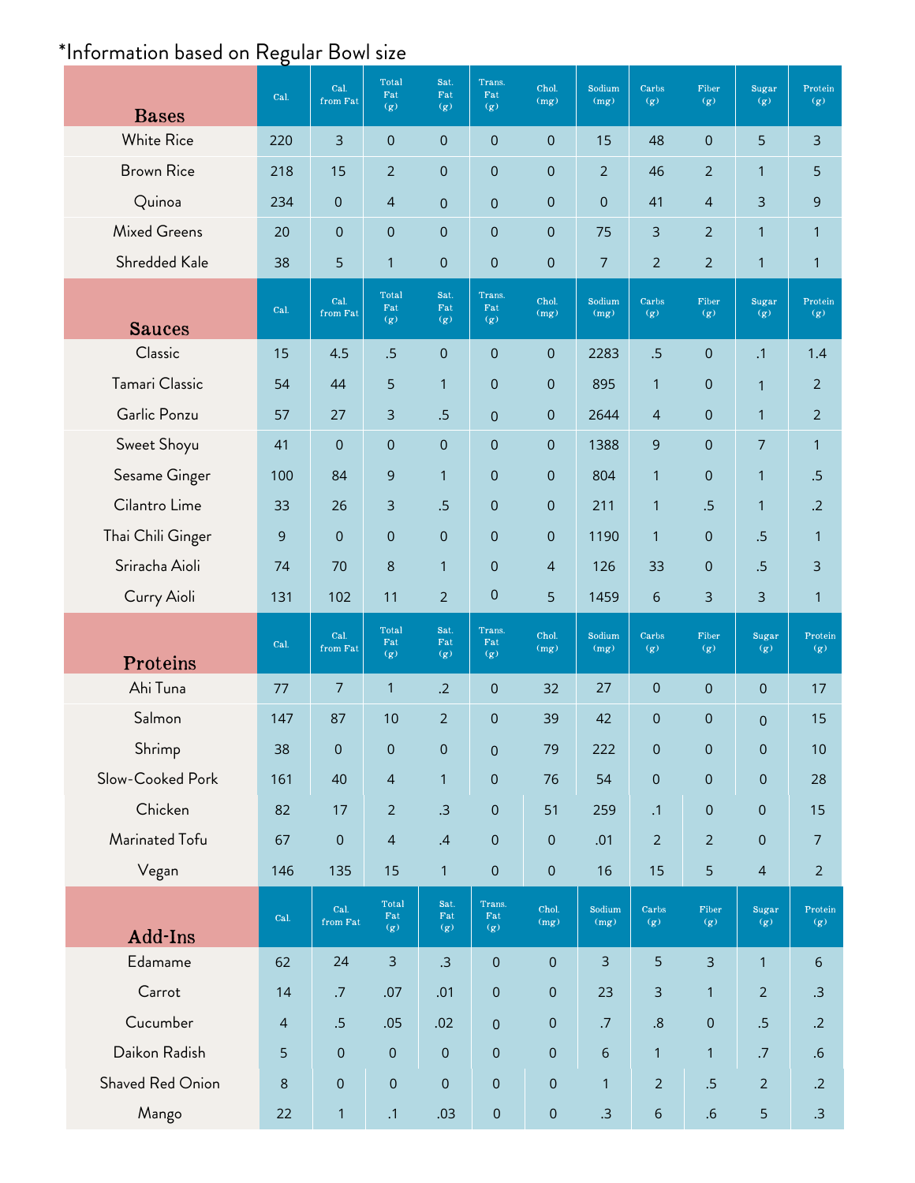*Information based on Regular Bowl size

| Bases | Cal. | Cal. from Fat | Total Fat (g) | Sat. Fat (g) | Trans. Fat (g) | Chol. (mg) | Sodium (mg) | Carbs (g) | Fiber (g) | Sugar (g) | Protein (g) |
|---|---|---|---|---|---|---|---|---|---|---|---|
| White Rice | 220 | 3 | 0 | 0 | 0 | 0 | 15 | 48 | 0 | 5 | 3 |
| Brown Rice | 218 | 15 | 2 | 0 | 0 | 0 | 2 | 46 | 2 | 1 | 5 |
| Quinoa | 234 | 0 | 4 | 0 | 0 | 0 | 0 | 41 | 4 | 3 | 9 |
| Mixed Greens | 20 | 0 | 0 | 0 | 0 | 0 | 75 | 3 | 2 | 1 | 1 |
| Shredded Kale | 38 | 5 | 1 | 0 | 0 | 0 | 7 | 2 | 2 | 1 | 1 |

| Sauces | Cal. | Cal. from Fat | Total Fat (g) | Sat. Fat (g) | Trans. Fat (g) | Chol. (mg) | Sodium (mg) | Carbs (g) | Fiber (g) | Sugar (g) | Protein (g) |
|---|---|---|---|---|---|---|---|---|---|---|---|
| Classic | 15 | 4.5 | .5 | 0 | 0 | 0 | 2283 | .5 | 0 | .1 | 1.4 |
| Tamari Classic | 54 | 44 | 5 | 1 | 0 | 0 | 895 | 1 | 0 | 1 | 2 |
| Garlic Ponzu | 57 | 27 | 3 | .5 | 0 | 0 | 2644 | 4 | 0 | 1 | 2 |
| Sweet Shoyu | 41 | 0 | 0 | 0 | 0 | 0 | 1388 | 9 | 0 | 7 | 1 |
| Sesame Ginger | 100 | 84 | 9 | 1 | 0 | 0 | 804 | 1 | 0 | 1 | .5 |
| Cilantro Lime | 33 | 26 | 3 | .5 | 0 | 0 | 211 | 1 | .5 | 1 | .2 |
| Thai Chili Ginger | 9 | 0 | 0 | 0 | 0 | 0 | 1190 | 1 | 0 | .5 | 1 |
| Sriracha Aioli | 74 | 70 | 8 | 1 | 0 | 4 | 126 | 33 | 0 | .5 | 3 |
| Curry Aioli | 131 | 102 | 11 | 2 | 0 | 5 | 1459 | 6 | 3 | 3 | 1 |

| Proteins | Cal. | Cal. from Fat | Total Fat (g) | Sat. Fat (g) | Trans. Fat (g) | Chol. (mg) | Sodium (mg) | Carbs (g) | Fiber (g) | Sugar (g) | Protein (g) |
|---|---|---|---|---|---|---|---|---|---|---|---|
| Ahi Tuna | 77 | 7 | 1 | .2 | 0 | 32 | 27 | 0 | 0 | 0 | 17 |
| Salmon | 147 | 87 | 10 | 2 | 0 | 39 | 42 | 0 | 0 | 0 | 15 |
| Shrimp | 38 | 0 | 0 | 0 | 0 | 79 | 222 | 0 | 0 | 0 | 10 |
| Slow-Cooked Pork | 161 | 40 | 4 | 1 | 0 | 76 | 54 | 0 | 0 | 0 | 28 |
| Chicken | 82 | 17 | 2 | .3 | 0 | 51 | 259 | .1 | 0 | 0 | 15 |
| Marinated Tofu | 67 | 0 | 4 | .4 | 0 | 0 | .01 | 2 | 2 | 0 | 7 |
| Vegan | 146 | 135 | 15 | 1 | 0 | 0 | 16 | 15 | 5 | 4 | 2 |

| Add-Ins | Cal. | Cal. from Fat | Total Fat (g) | Sat. Fat (g) | Trans. Fat (g) | Chol. (mg) | Sodium (mg) | Carbs (g) | Fiber (g) | Sugar (g) | Protein (g) |
|---|---|---|---|---|---|---|---|---|---|---|---|
| Edamame | 62 | 24 | 3 | .3 | 0 | 0 | 3 | 5 | 3 | 1 | 6 |
| Carrot | 14 | .7 | .07 | .01 | 0 | 0 | 23 | 3 | 1 | 2 | .3 |
| Cucumber | 4 | .5 | .05 | .02 | 0 | 0 | .7 | .8 | 0 | .5 | .2 |
| Daikon Radish | 5 | 0 | 0 | 0 | 0 | 0 | 6 | 1 | 1 | .7 | .6 |
| Shaved Red Onion | 8 | 0 | 0 | 0 | 0 | 0 | 1 | 2 | .5 | 2 | .2 |
| Mango | 22 | 1 | .1 | .03 | 0 | 0 | .3 | 6 | .6 | 5 | .3 |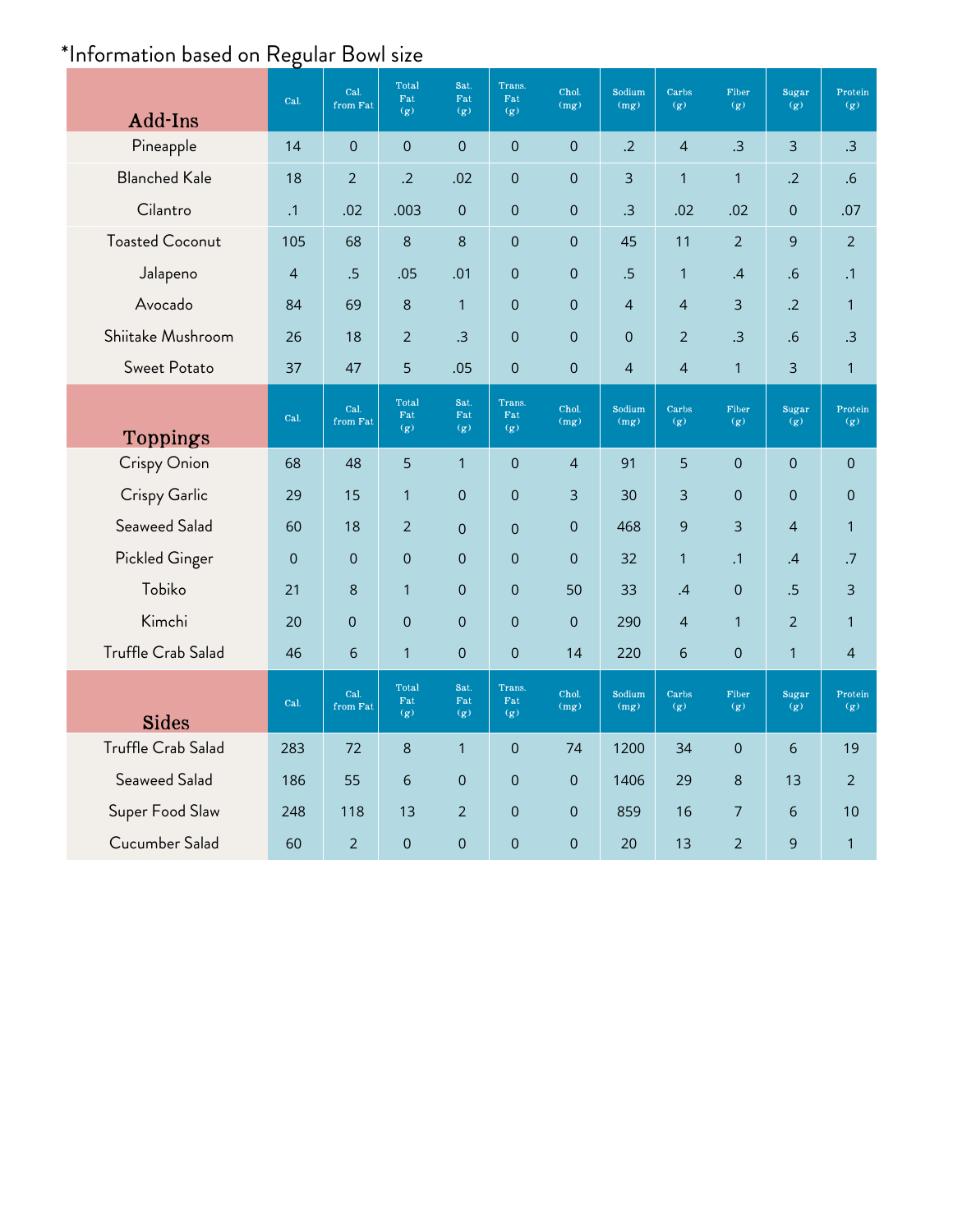*Information based on Regular Bowl size

| Add-Ins | Cal. | Cal. from Fat | Total Fat (g) | Sat. Fat (g) | Trans. Fat (g) | Chol. (mg) | Sodium (mg) | Carbs (g) | Fiber (g) | Sugar (g) | Protein (g) |
|---|---|---|---|---|---|---|---|---|---|---|---|
| Pineapple | 14 | 0 | 0 | 0 | 0 | 0 | .2 | 4 | .3 | 3 | .3 |
| Blanched Kale | 18 | 2 | .2 | .02 | 0 | 0 | 3 | 1 | 1 | .2 | .6 |
| Cilantro | .1 | .02 | .003 | 0 | 0 | 0 | .3 | .02 | .02 | 0 | .07 |
| Toasted Coconut | 105 | 68 | 8 | 8 | 0 | 0 | 45 | 11 | 2 | 9 | 2 |
| Jalapeno | 4 | .5 | .05 | .01 | 0 | 0 | .5 | 1 | .4 | .6 | .1 |
| Avocado | 84 | 69 | 8 | 1 | 0 | 0 | 4 | 4 | 3 | .2 | 1 |
| Shiitake Mushroom | 26 | 18 | 2 | .3 | 0 | 0 | 0 | 2 | .3 | .6 | .3 |
| Sweet Potato | 37 | 47 | 5 | .05 | 0 | 0 | 4 | 4 | 1 | 3 | 1 |

| Toppings | Cal. | Cal. from Fat | Total Fat (g) | Sat. Fat (g) | Trans. Fat (g) | Chol. (mg) | Sodium (mg) | Carbs (g) | Fiber (g) | Sugar (g) | Protein (g) |
|---|---|---|---|---|---|---|---|---|---|---|---|
| Crispy Onion | 68 | 48 | 5 | 1 | 0 | 4 | 91 | 5 | 0 | 0 | 0 |
| Crispy Garlic | 29 | 15 | 1 | 0 | 0 | 3 | 30 | 3 | 0 | 0 | 0 |
| Seaweed Salad | 60 | 18 | 2 | 0 | 0 | 0 | 468 | 9 | 3 | 4 | 1 |
| Pickled Ginger | 0 | 0 | 0 | 0 | 0 | 0 | 32 | 1 | .1 | .4 | .7 |
| Tobiko | 21 | 8 | 1 | 0 | 0 | 50 | 33 | .4 | 0 | .5 | 3 |
| Kimchi | 20 | 0 | 0 | 0 | 0 | 0 | 290 | 4 | 1 | 2 | 1 |
| Truffle Crab Salad | 46 | 6 | 1 | 0 | 0 | 14 | 220 | 6 | 0 | 1 | 4 |

| Sides | Cal. | Cal. from Fat | Total Fat (g) | Sat. Fat (g) | Trans. Fat (g) | Chol. (mg) | Sodium (mg) | Carbs (g) | Fiber (g) | Sugar (g) | Protein (g) |
|---|---|---|---|---|---|---|---|---|---|---|---|
| Truffle Crab Salad | 283 | 72 | 8 | 1 | 0 | 74 | 1200 | 34 | 0 | 6 | 19 |
| Seaweed Salad | 186 | 55 | 6 | 0 | 0 | 0 | 1406 | 29 | 8 | 13 | 2 |
| Super Food Slaw | 248 | 118 | 13 | 2 | 0 | 0 | 859 | 16 | 7 | 6 | 10 |
| Cucumber Salad | 60 | 2 | 0 | 0 | 0 | 0 | 20 | 13 | 2 | 9 | 1 |